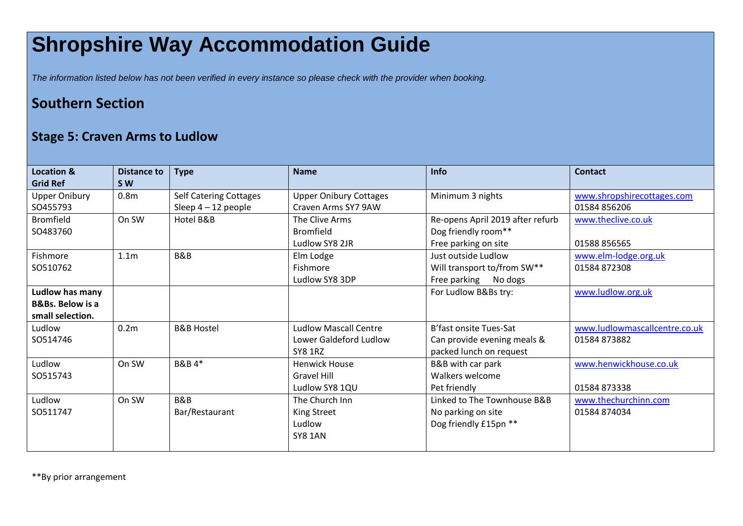# Shropshire Way Accommodation Guide

*The information listed below has not been verified in every instance so please check with the provider when booking.*

## Southern Section

### Stage 5: Craven Arms to Ludlow

| Location & Grid Ref | Distance to S W | Type | Name | Info | Contact |
|---|---|---|---|---|---|
| Upper Onibury SO455793 | 0.8m | Self Catering Cottages Sleep 4 – 12 people | Upper Onibury Cottages Craven Arms SY7 9AW | Minimum 3 nights | www.shropshirecottages.com 01584 856206 |
| Bromfield SO483760 | On SW | Hotel B&B | The Clive Arms Bromfield Ludlow SY8 2JR | Re-opens April 2019 after refurb Dog friendly room** Free parking on site | www.theclive.co.uk 01588 856565 |
| Fishmore SO510762 | 1.1m | B&B | Elm Lodge Fishmore Ludlow SY8 3DP | Just outside Ludlow Will transport to/from SW** Free parking No dogs | www.elm-lodge.org.uk 01584 872308 |
| **Ludlow has many B&Bs. Below is a small selection.** | | | | For Ludlow B&Bs try: | www.ludlow.org.uk |
| Ludlow SO514746 | 0.2m | B&B Hostel | Ludlow Mascall Centre Lower Galdeford Ludlow SY8 1RZ | B'fast onsite Tues-Sat Can provide evening meals & packed lunch on request | www.ludlowmascallcentre.co.uk 01584 873882 |
| Ludlow SO515743 | On SW | B&B 4* | Henwick House Gravel Hill Ludlow SY8 1QU | B&B with car park Walkers welcome Pet friendly | www.henwickhouse.co.uk 01584 873338 |
| Ludlow SO511747 | On SW | B&B Bar/Restaurant | The Church Inn King Street Ludlow SY8 1AN | Linked to The Townhouse B&B No parking on site Dog friendly £15pn ** | www.thechurchinn.com 01584 874034 |

**By prior arrangement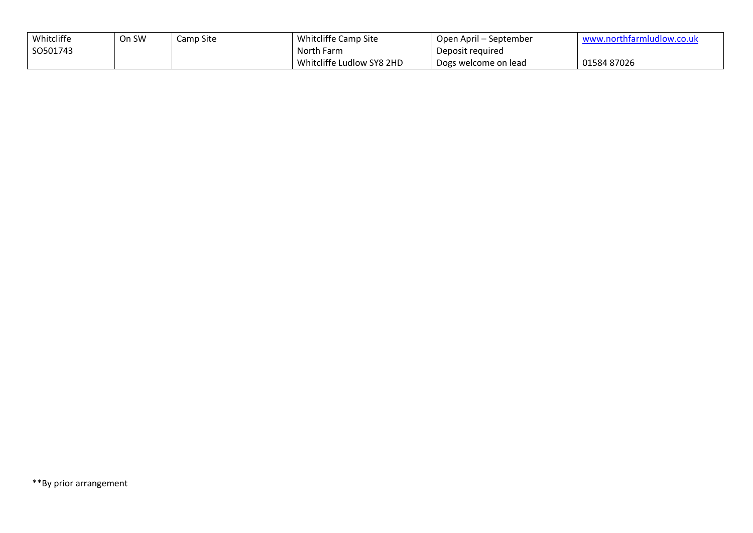| | | | | | |
|---|---|---|---|---|---|
| Whitcliffe SO501743 | On SW | Camp Site | Whitcliffe Camp Site North Farm Whitcliffe Ludlow SY8 2HD | Open April – September Deposit required Dogs welcome on lead | www.northfarmludlow.co.uk 01584 87026 |

**By prior arrangement